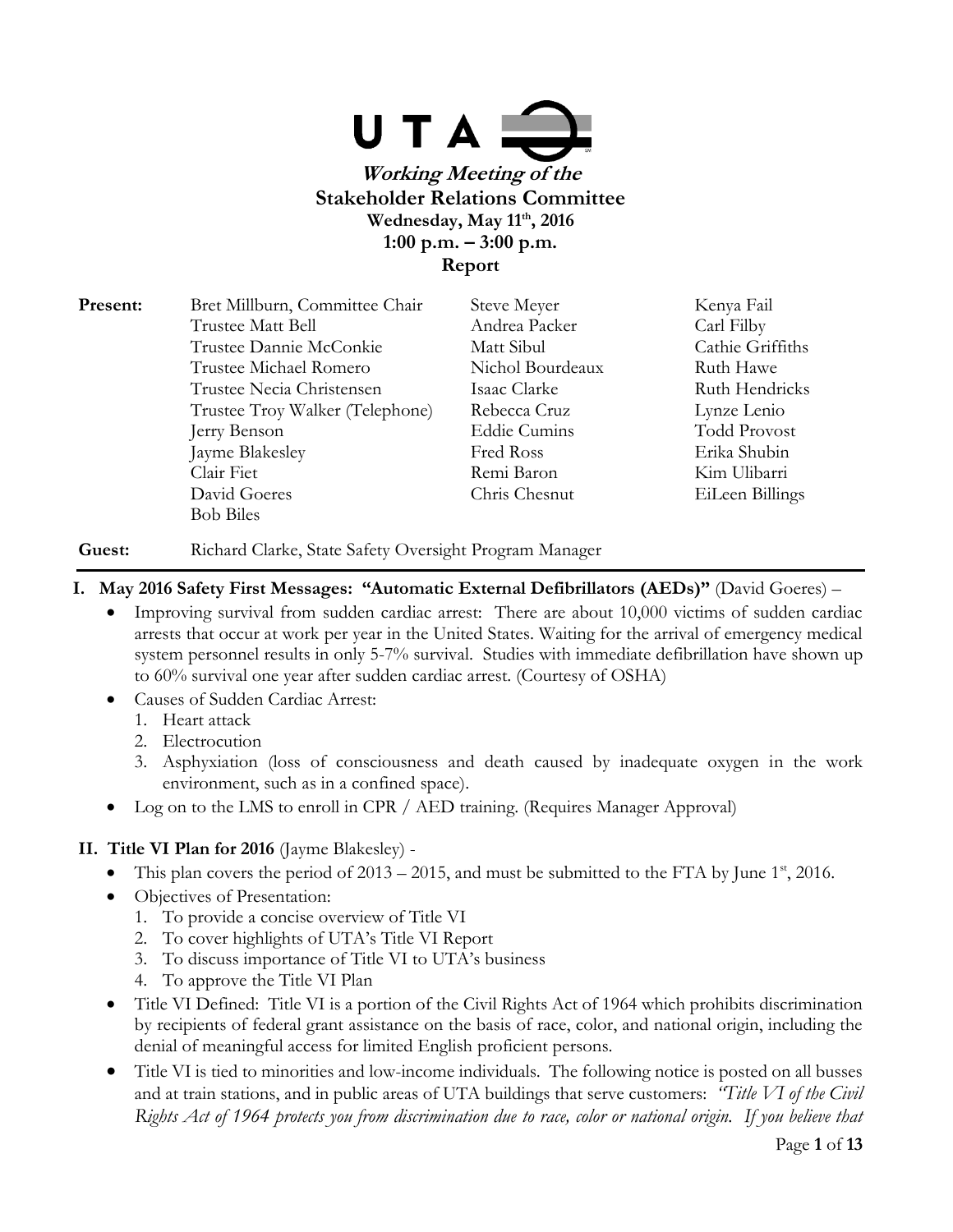# UTA

***Working Meeting of the***
**Stakeholder Relations Committee**
**Wednesday, May 11th, 2016**
**1:00 p.m. – 3:00 p.m.**
**Report**

**Present:**

Bret Millburn, Committee Chair
Trustee Matt Bell
Trustee Dannie McConkie
Trustee Michael Romero
Trustee Necia Christensen
Trustee Troy Walker (Telephone)
Jerry Benson
Jayme Blakesley
Clair Fiet
David Goeres
Bob Biles
Steve Meyer
Andrea Packer
Matt Sibul
Nichol Bourdeaux
Isaac Clarke
Rebecca Cruz
Eddie Cumins
Fred Ross
Remi Baron
Chris Chesnut
Kenya Fail
Carl Filby
Cathie Griffiths
Ruth Hawe
Ruth Hendricks
Lynze Lenio
Todd Provost
Erika Shubin
Kim Ulibarri
EiLeen Billings

**Guest:** Richard Clarke, State Safety Oversight Program Manager

## I. May 2016 Safety First Messages: "Automatic External Defibrillators (AEDs)" (David Goeres) –

- Improving survival from sudden cardiac arrest: There are about 10,000 victims of sudden cardiac arrests that occur at work per year in the United States. Waiting for the arrival of emergency medical system personnel results in only 5-7% survival. Studies with immediate defibrillation have shown up to 60% survival one year after sudden cardiac arrest. (Courtesy of OSHA)
- Causes of Sudden Cardiac Arrest:
  1. Heart attack
  2. Electrocution
  3. Asphyxiation (loss of consciousness and death caused by inadequate oxygen in the work environment, such as in a confined space).
- Log on to the LMS to enroll in CPR / AED training. (Requires Manager Approval)

## II. Title VI Plan for 2016 (Jayme Blakesley) -

- This plan covers the period of 2013 – 2015, and must be submitted to the FTA by June 1st, 2016.
- Objectives of Presentation:
  1. To provide a concise overview of Title VI
  2. To cover highlights of UTA's Title VI Report
  3. To discuss importance of Title VI to UTA's business
  4. To approve the Title VI Plan
- Title VI Defined: Title VI is a portion of the Civil Rights Act of 1964 which prohibits discrimination by recipients of federal grant assistance on the basis of race, color, and national origin, including the denial of meaningful access for limited English proficient persons.
- Title VI is tied to minorities and low-income individuals. The following notice is posted on all busses and at train stations, and in public areas of UTA buildings that serve customers: *"Title VI of the Civil Rights Act of 1964 protects you from discrimination due to race, color or national origin. If you believe that*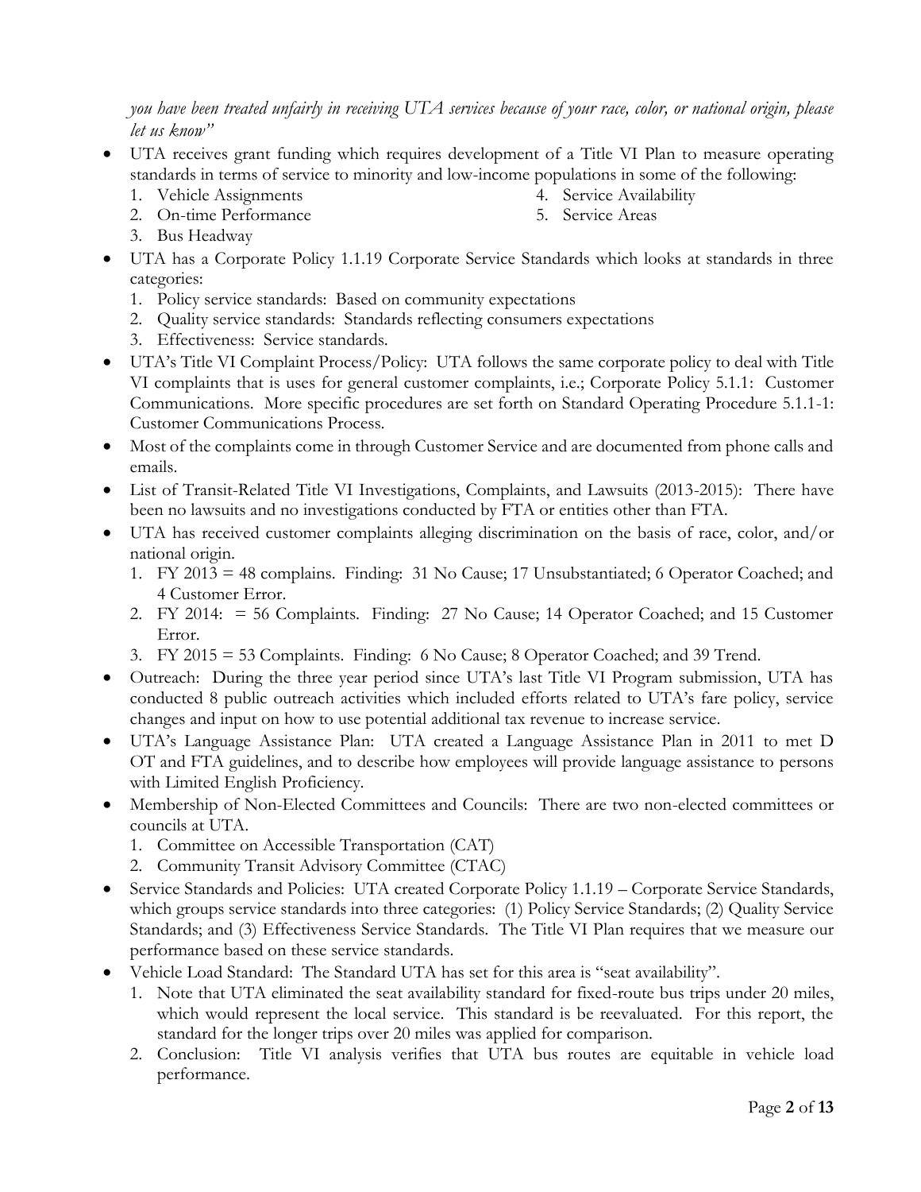*you have been treated unfairly in receiving UTA services because of your race, color, or national origin, please let us know"*

- UTA receives grant funding which requires development of a Title VI Plan to measure operating standards in terms of service to minority and low-income populations in some of the following:
  1. Vehicle Assignments
  2. On-time Performance
  3. Bus Headway
  4. Service Availability
  5. Service Areas
- UTA has a Corporate Policy 1.1.19 Corporate Service Standards which looks at standards in three categories:
  1. Policy service standards: Based on community expectations
  2. Quality service standards: Standards reflecting consumers expectations
  3. Effectiveness: Service standards.
- UTA's Title VI Complaint Process/Policy: UTA follows the same corporate policy to deal with Title VI complaints that is uses for general customer complaints, i.e.; Corporate Policy 5.1.1: Customer Communications. More specific procedures are set forth on Standard Operating Procedure 5.1.1-1: Customer Communications Process.
- Most of the complaints come in through Customer Service and are documented from phone calls and emails.
- List of Transit-Related Title VI Investigations, Complaints, and Lawsuits (2013-2015): There have been no lawsuits and no investigations conducted by FTA or entities other than FTA.
- UTA has received customer complaints alleging discrimination on the basis of race, color, and/or national origin.
  1. FY 2013 = 48 complains. Finding: 31 No Cause; 17 Unsubstantiated; 6 Operator Coached; and 4 Customer Error.
  2. FY 2014: = 56 Complaints. Finding: 27 No Cause; 14 Operator Coached; and 15 Customer Error.
  3. FY 2015 = 53 Complaints. Finding: 6 No Cause; 8 Operator Coached; and 39 Trend.
- Outreach: During the three year period since UTA's last Title VI Program submission, UTA has conducted 8 public outreach activities which included efforts related to UTA's fare policy, service changes and input on how to use potential additional tax revenue to increase service.
- UTA's Language Assistance Plan: UTA created a Language Assistance Plan in 2011 to met D OT and FTA guidelines, and to describe how employees will provide language assistance to persons with Limited English Proficiency.
- Membership of Non-Elected Committees and Councils: There are two non-elected committees or councils at UTA.
  1. Committee on Accessible Transportation (CAT)
  2. Community Transit Advisory Committee (CTAC)
- Service Standards and Policies: UTA created Corporate Policy 1.1.19 – Corporate Service Standards, which groups service standards into three categories: (1) Policy Service Standards; (2) Quality Service Standards; and (3) Effectiveness Service Standards. The Title VI Plan requires that we measure our performance based on these service standards.
- Vehicle Load Standard: The Standard UTA has set for this area is "seat availability".
  1. Note that UTA eliminated the seat availability standard for fixed-route bus trips under 20 miles, which would represent the local service. This standard is be reevaluated. For this report, the standard for the longer trips over 20 miles was applied for comparison.
  2. Conclusion: Title VI analysis verifies that UTA bus routes are equitable in vehicle load performance.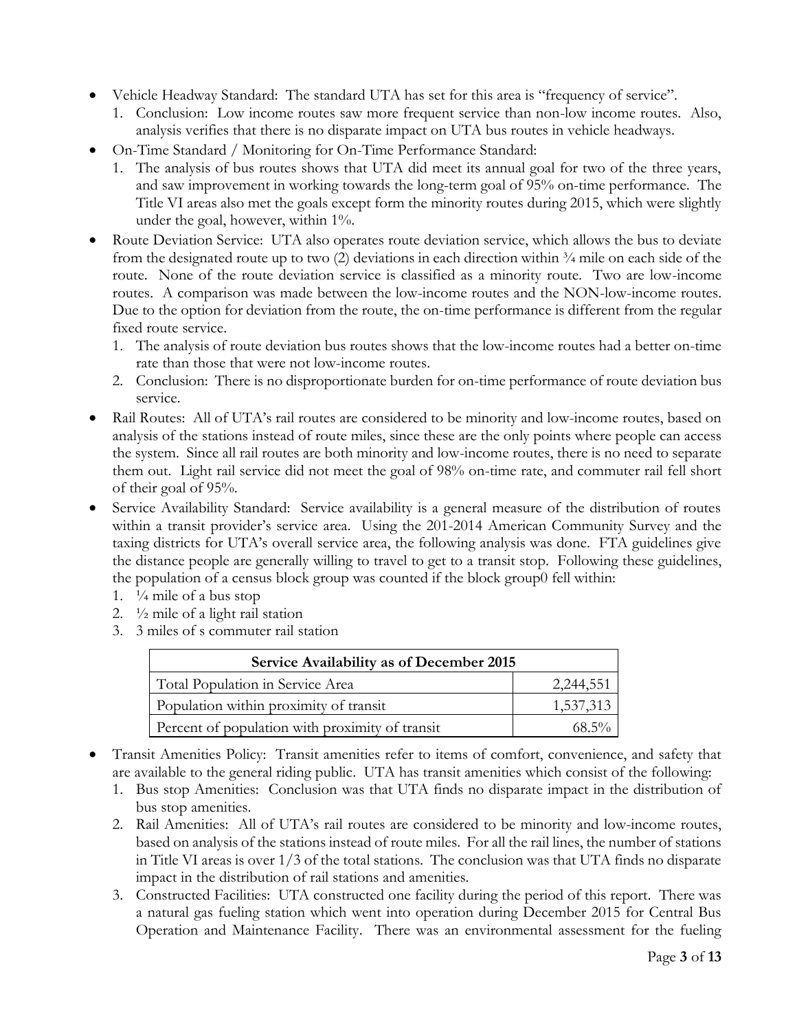- Vehicle Headway Standard: The standard UTA has set for this area is "frequency of service".
  1. Conclusion: Low income routes saw more frequent service than non-low income routes. Also, analysis verifies that there is no disparate impact on UTA bus routes in vehicle headways.
- On-Time Standard / Monitoring for On-Time Performance Standard:
  1. The analysis of bus routes shows that UTA did meet its annual goal for two of the three years, and saw improvement in working towards the long-term goal of 95% on-time performance. The Title VI areas also met the goals except form the minority routes during 2015, which were slightly under the goal, however, within 1%.
- Route Deviation Service: UTA also operates route deviation service, which allows the bus to deviate from the designated route up to two (2) deviations in each direction within ¾ mile on each side of the route. None of the route deviation service is classified as a minority route. Two are low-income routes. A comparison was made between the low-income routes and the NON-low-income routes. Due to the option for deviation from the route, the on-time performance is different from the regular fixed route service.
  1. The analysis of route deviation bus routes shows that the low-income routes had a better on-time rate than those that were not low-income routes.
  2. Conclusion: There is no disproportionate burden for on-time performance of route deviation bus service.
- Rail Routes: All of UTA's rail routes are considered to be minority and low-income routes, based on analysis of the stations instead of route miles, since these are the only points where people can access the system. Since all rail routes are both minority and low-income routes, there is no need to separate them out. Light rail service did not meet the goal of 98% on-time rate, and commuter rail fell short of their goal of 95%.
- Service Availability Standard: Service availability is a general measure of the distribution of routes within a transit provider's service area. Using the 201-2014 American Community Survey and the taxing districts for UTA's overall service area, the following analysis was done. FTA guidelines give the distance people are generally willing to travel to get to a transit stop. Following these guidelines, the population of a census block group was counted if the block group0 fell within:
  1. ¼ mile of a bus stop
  2. ½ mile of a light rail station
  3. 3 miles of s commuter rail station

| Service Availability as of December 2015 | |
|---|---|
| Total Population in Service Area | 2,244,551 |
| Population within proximity of transit | 1,537,313 |
| Percent of population with proximity of transit | 68.5% |

- Transit Amenities Policy: Transit amenities refer to items of comfort, convenience, and safety that are available to the general riding public. UTA has transit amenities which consist of the following:
  1. Bus stop Amenities: Conclusion was that UTA finds no disparate impact in the distribution of bus stop amenities.
  2. Rail Amenities: All of UTA's rail routes are considered to be minority and low-income routes, based on analysis of the stations instead of route miles. For all the rail lines, the number of stations in Title VI areas is over 1/3 of the total stations. The conclusion was that UTA finds no disparate impact in the distribution of rail stations and amenities.
  3. Constructed Facilities: UTA constructed one facility during the period of this report. There was a natural gas fueling station which went into operation during December 2015 for Central Bus Operation and Maintenance Facility. There was an environmental assessment for the fueling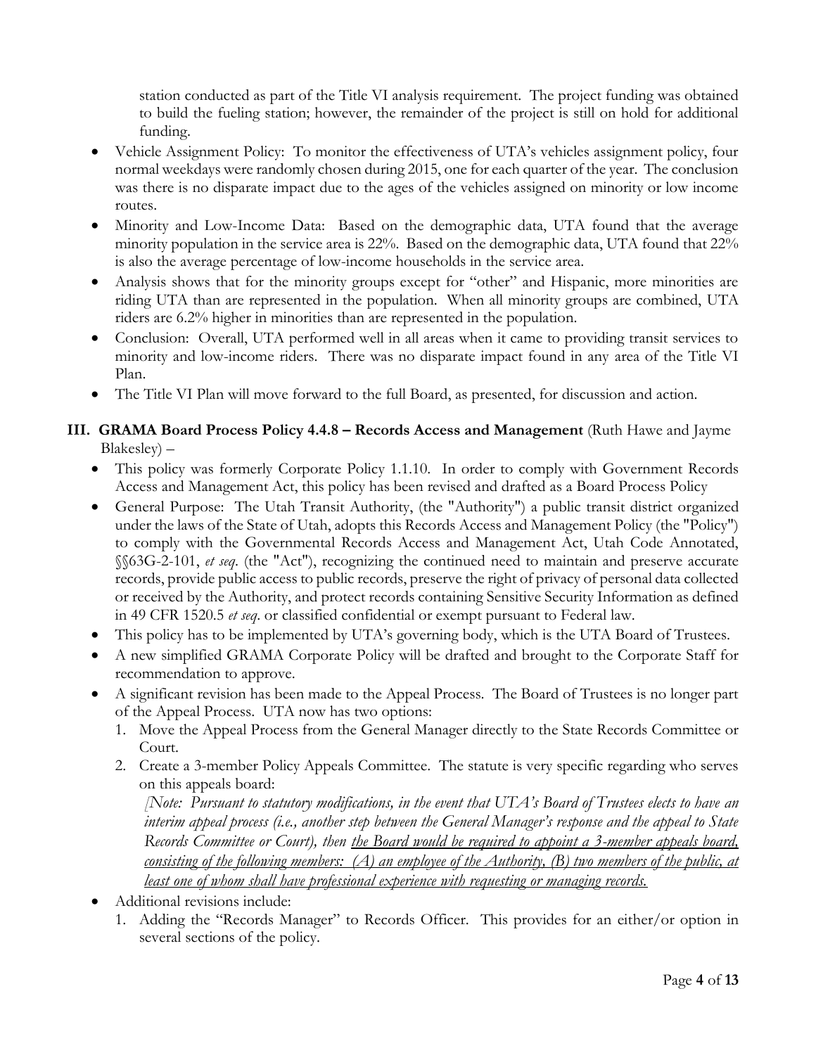station conducted as part of the Title VI analysis requirement. The project funding was obtained to build the fueling station; however, the remainder of the project is still on hold for additional funding.

- Vehicle Assignment Policy: To monitor the effectiveness of UTA's vehicles assignment policy, four normal weekdays were randomly chosen during 2015, one for each quarter of the year. The conclusion was there is no disparate impact due to the ages of the vehicles assigned on minority or low income routes.
- Minority and Low-Income Data: Based on the demographic data, UTA found that the average minority population in the service area is 22%. Based on the demographic data, UTA found that 22% is also the average percentage of low-income households in the service area.
- Analysis shows that for the minority groups except for "other" and Hispanic, more minorities are riding UTA than are represented in the population. When all minority groups are combined, UTA riders are 6.2% higher in minorities than are represented in the population.
- Conclusion: Overall, UTA performed well in all areas when it came to providing transit services to minority and low-income riders. There was no disparate impact found in any area of the Title VI Plan.
- The Title VI Plan will move forward to the full Board, as presented, for discussion and action.

**III. GRAMA Board Process Policy 4.4.8 – Records Access and Management** (Ruth Hawe and Jayme Blakesley) –

- This policy was formerly Corporate Policy 1.1.10. In order to comply with Government Records Access and Management Act, this policy has been revised and drafted as a Board Process Policy
- General Purpose: The Utah Transit Authority, (the "Authority") a public transit district organized under the laws of the State of Utah, adopts this Records Access and Management Policy (the "Policy") to comply with the Governmental Records Access and Management Act, Utah Code Annotated, §§63G-2-101, *et seq.* (the "Act"), recognizing the continued need to maintain and preserve accurate records, provide public access to public records, preserve the right of privacy of personal data collected or received by the Authority, and protect records containing Sensitive Security Information as defined in 49 CFR 1520.5 *et seq.* or classified confidential or exempt pursuant to Federal law.
- This policy has to be implemented by UTA's governing body, which is the UTA Board of Trustees.
- A new simplified GRAMA Corporate Policy will be drafted and brought to the Corporate Staff for recommendation to approve.
- A significant revision has been made to the Appeal Process. The Board of Trustees is no longer part of the Appeal Process. UTA now has two options:
  1. Move the Appeal Process from the General Manager directly to the State Records Committee or Court.
  2. Create a 3-member Policy Appeals Committee. The statute is very specific regarding who serves on this appeals board:

     *[Note: Pursuant to statutory modifications, in the event that UTA's Board of Trustees elects to have an interim appeal process (i.e., another step between the General Manager's response and the appeal to State Records Committee or Court), then <u>the Board would be required to appoint a 3-member appeals board, consisting of the following members: (A) an employee of the Authority, (B) two members of the public, at least one of whom shall have professional experience with requesting or managing records.</u>*
- Additional revisions include:
  1. Adding the "Records Manager" to Records Officer. This provides for an either/or option in several sections of the policy.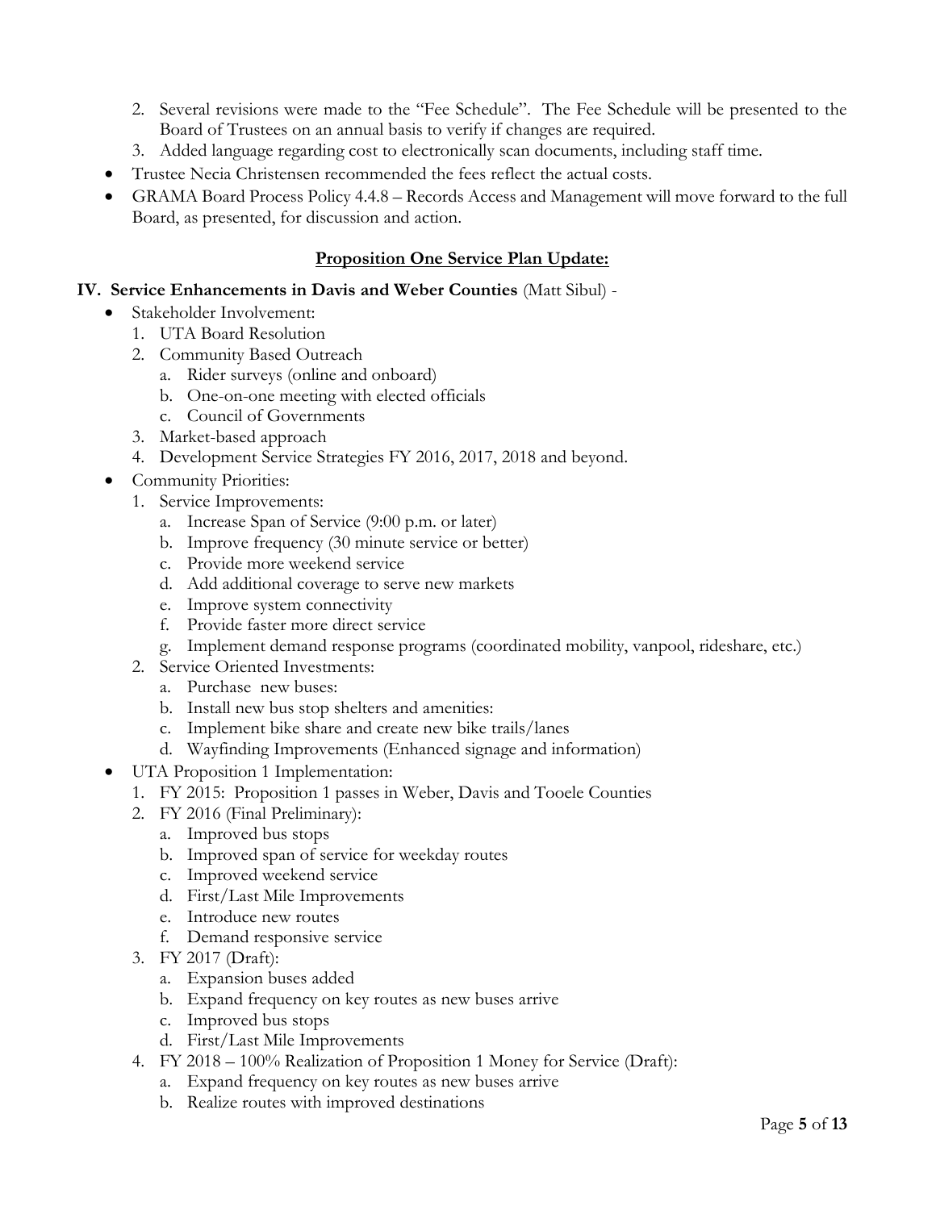2. Several revisions were made to the "Fee Schedule". The Fee Schedule will be presented to the Board of Trustees on an annual basis to verify if changes are required.
3. Added language regarding cost to electronically scan documents, including staff time.

- Trustee Necia Christensen recommended the fees reflect the actual costs.
- GRAMA Board Process Policy 4.4.8 – Records Access and Management will move forward to the full Board, as presented, for discussion and action.

## **Proposition One Service Plan Update:**

**IV. Service Enhancements in Davis and Weber Counties** (Matt Sibul) -

- Stakeholder Involvement:
  1. UTA Board Resolution
  2. Community Based Outreach
     a. Rider surveys (online and onboard)
     b. One-on-one meeting with elected officials
     c. Council of Governments
  3. Market-based approach
  4. Development Service Strategies FY 2016, 2017, 2018 and beyond.
- Community Priorities:
  1. Service Improvements:
     a. Increase Span of Service (9:00 p.m. or later)
     b. Improve frequency (30 minute service or better)
     c. Provide more weekend service
     d. Add additional coverage to serve new markets
     e. Improve system connectivity
     f. Provide faster more direct service
     g. Implement demand response programs (coordinated mobility, vanpool, rideshare, etc.)
  2. Service Oriented Investments:
     a. Purchase new buses:
     b. Install new bus stop shelters and amenities:
     c. Implement bike share and create new bike trails/lanes
     d. Wayfinding Improvements (Enhanced signage and information)
- UTA Proposition 1 Implementation:
  1. FY 2015: Proposition 1 passes in Weber, Davis and Tooele Counties
  2. FY 2016 (Final Preliminary):
     a. Improved bus stops
     b. Improved span of service for weekday routes
     c. Improved weekend service
     d. First/Last Mile Improvements
     e. Introduce new routes
     f. Demand responsive service
  3. FY 2017 (Draft):
     a. Expansion buses added
     b. Expand frequency on key routes as new buses arrive
     c. Improved bus stops
     d. First/Last Mile Improvements
  4. FY 2018 – 100% Realization of Proposition 1 Money for Service (Draft):
     a. Expand frequency on key routes as new buses arrive
     b. Realize routes with improved destinations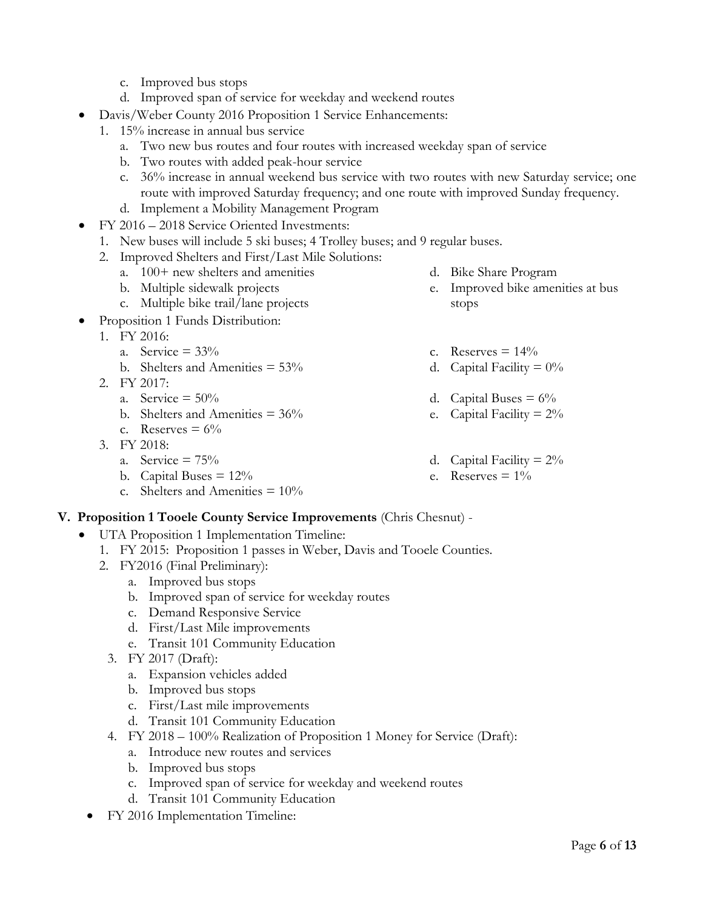c. Improved bus stops
   d. Improved span of service for weekday and weekend routes

- Davis/Weber County 2016 Proposition 1 Service Enhancements:
  1. 15% increase in annual bus service
     a. Two new bus routes and four routes with increased weekday span of service
     b. Two routes with added peak-hour service
     c. 36% increase in annual weekend bus service with two routes with new Saturday service; one route with improved Saturday frequency; and one route with improved Sunday frequency.
     d. Implement a Mobility Management Program
- FY 2016 – 2018 Service Oriented Investments:
  1. New buses will include 5 ski buses; 4 Trolley buses; and 9 regular buses.
  2. Improved Shelters and First/Last Mile Solutions:
     a. 100+ new shelters and amenities
     b. Multiple sidewalk projects
     c. Multiple bike trail/lane projects
     d. Bike Share Program
     e. Improved bike amenities at bus stops
- Proposition 1 Funds Distribution:
  1. FY 2016:
     a. Service = 33%
     b. Shelters and Amenities = 53%
     c. Reserves = 14%
     d. Capital Facility = 0%
  2. FY 2017:
     a. Service = 50%
     b. Shelters and Amenities = 36%
     c. Reserves = 6%
     d. Capital Buses = 6%
     e. Capital Facility = 2%
  3. FY 2018:
     a. Service = 75%
     b. Capital Buses = 12%
     c. Shelters and Amenities = 10%
     d. Capital Facility = 2%
     e. Reserves = 1%

## V. **Proposition 1 Tooele County Service Improvements** (Chris Chesnut) -

- UTA Proposition 1 Implementation Timeline:
  1. FY 2015: Proposition 1 passes in Weber, Davis and Tooele Counties.
  2. FY2016 (Final Preliminary):
     a. Improved bus stops
     b. Improved span of service for weekday routes
     c. Demand Responsive Service
     d. First/Last Mile improvements
     e. Transit 101 Community Education
  3. FY 2017 (Draft):
     a. Expansion vehicles added
     b. Improved bus stops
     c. First/Last mile improvements
     d. Transit 101 Community Education
  4. FY 2018 – 100% Realization of Proposition 1 Money for Service (Draft):
     a. Introduce new routes and services
     b. Improved bus stops
     c. Improved span of service for weekday and weekend routes
     d. Transit 101 Community Education
- FY 2016 Implementation Timeline: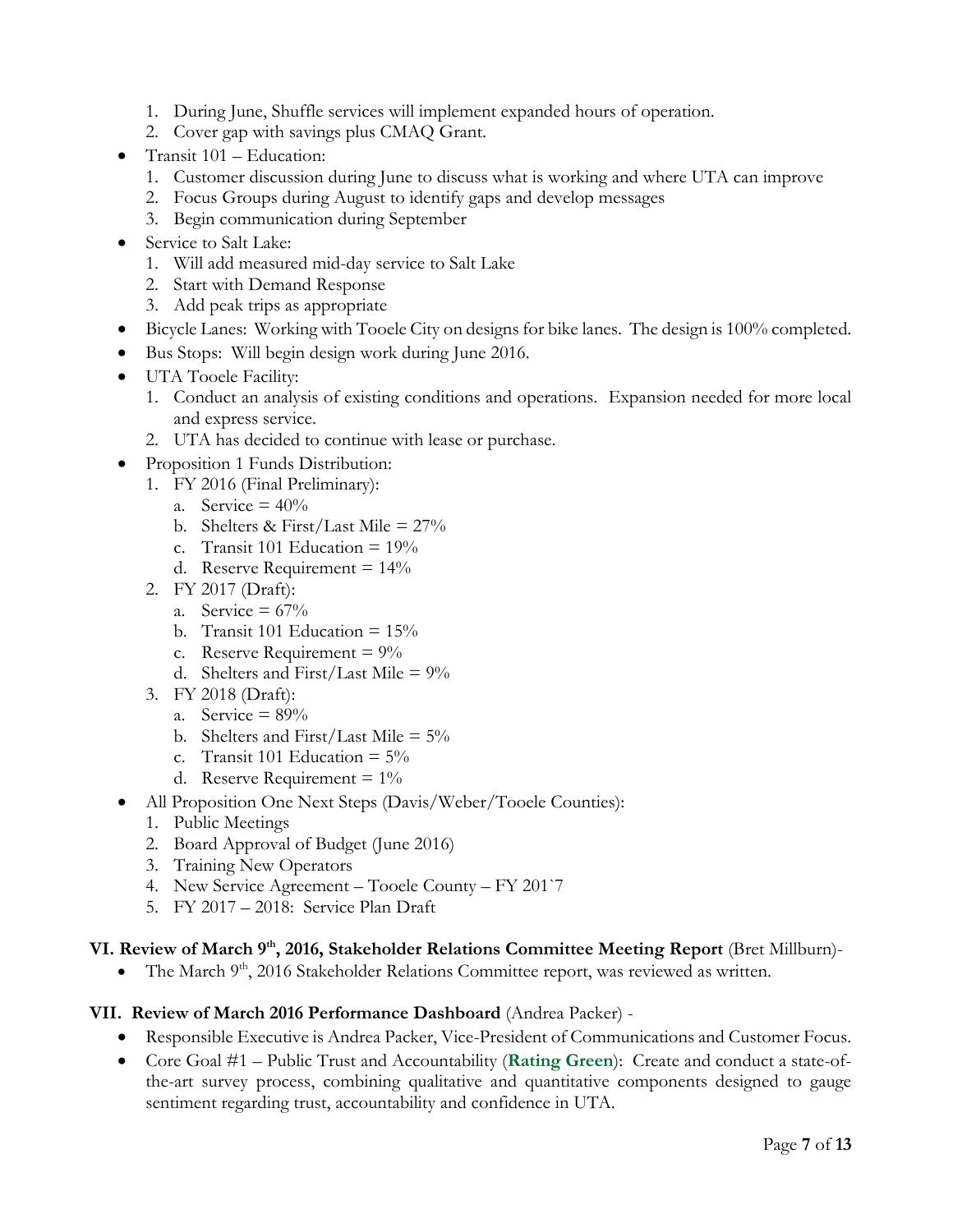1. During June, Shuffle services will implement expanded hours of operation.
   2. Cover gap with savings plus CMAQ Grant.
- Transit 101 – Education:
   1. Customer discussion during June to discuss what is working and where UTA can improve
   2. Focus Groups during August to identify gaps and develop messages
   3. Begin communication during September
- Service to Salt Lake:
   1. Will add measured mid-day service to Salt Lake
   2. Start with Demand Response
   3. Add peak trips as appropriate
- Bicycle Lanes: Working with Tooele City on designs for bike lanes. The design is 100% completed.
- Bus Stops: Will begin design work during June 2016.
- UTA Tooele Facility:
   1. Conduct an analysis of existing conditions and operations. Expansion needed for more local and express service.
   2. UTA has decided to continue with lease or purchase.
- Proposition 1 Funds Distribution:
   1. FY 2016 (Final Preliminary):
      a. Service = 40%
      b. Shelters & First/Last Mile = 27%
      c. Transit 101 Education = 19%
      d. Reserve Requirement = 14%
   2. FY 2017 (Draft):
      a. Service = 67%
      b. Transit 101 Education = 15%
      c. Reserve Requirement = 9%
      d. Shelters and First/Last Mile = 9%
   3. FY 2018 (Draft):
      a. Service = 89%
      b. Shelters and First/Last Mile = 5%
      c. Transit 101 Education = 5%
      d. Reserve Requirement = 1%
- All Proposition One Next Steps (Davis/Weber/Tooele Counties):
   1. Public Meetings
   2. Board Approval of Budget (June 2016)
   3. Training New Operators
   4. New Service Agreement – Tooele County – FY 201`7
   5. FY 2017 – 2018: Service Plan Draft

**VI. Review of March 9th, 2016, Stakeholder Relations Committee Meeting Report** (Bret Millburn)-

- The March 9th, 2016 Stakeholder Relations Committee report, was reviewed as written.

**VII. Review of March 2016 Performance Dashboard** (Andrea Packer) -

- Responsible Executive is Andrea Packer, Vice-President of Communications and Customer Focus.
- Core Goal #1 – Public Trust and Accountability (**Rating Green**): Create and conduct a state-of-the-art survey process, combining qualitative and quantitative components designed to gauge sentiment regarding trust, accountability and confidence in UTA.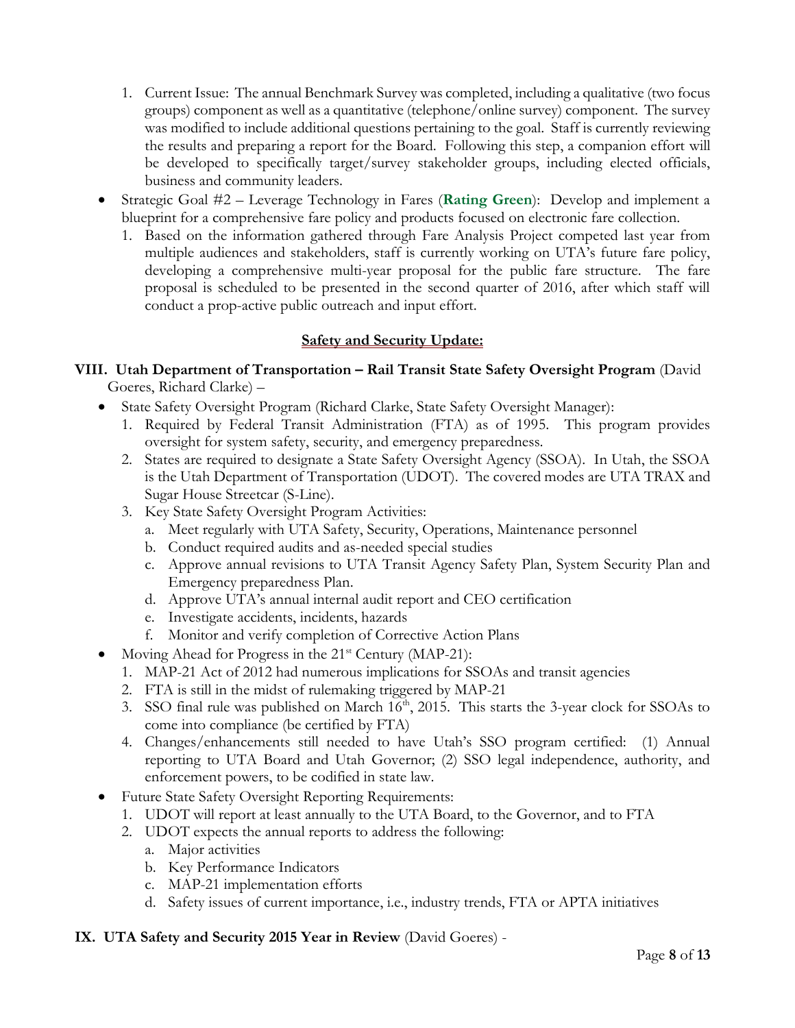1. Current Issue: The annual Benchmark Survey was completed, including a qualitative (two focus groups) component as well as a quantitative (telephone/online survey) component. The survey was modified to include additional questions pertaining to the goal. Staff is currently reviewing the results and preparing a report for the Board. Following this step, a companion effort will be developed to specifically target/survey stakeholder groups, including elected officials, business and community leaders.

- Strategic Goal #2 – Leverage Technology in Fares (**Rating Green**): Develop and implement a blueprint for a comprehensive fare policy and products focused on electronic fare collection.
  1. Based on the information gathered through Fare Analysis Project competed last year from multiple audiences and stakeholders, staff is currently working on UTA's future fare policy, developing a comprehensive multi-year proposal for the public fare structure. The fare proposal is scheduled to be presented in the second quarter of 2016, after which staff will conduct a prop-active public outreach and input effort.

**Safety and Security Update:**

**VIII. Utah Department of Transportation – Rail Transit State Safety Oversight Program** (David Goeres, Richard Clarke) –

- State Safety Oversight Program (Richard Clarke, State Safety Oversight Manager):
  1. Required by Federal Transit Administration (FTA) as of 1995. This program provides oversight for system safety, security, and emergency preparedness.
  2. States are required to designate a State Safety Oversight Agency (SSOA). In Utah, the SSOA is the Utah Department of Transportation (UDOT). The covered modes are UTA TRAX and Sugar House Streetcar (S-Line).
  3. Key State Safety Oversight Program Activities:
     a. Meet regularly with UTA Safety, Security, Operations, Maintenance personnel
     b. Conduct required audits and as-needed special studies
     c. Approve annual revisions to UTA Transit Agency Safety Plan, System Security Plan and Emergency preparedness Plan.
     d. Approve UTA's annual internal audit report and CEO certification
     e. Investigate accidents, incidents, hazards
     f. Monitor and verify completion of Corrective Action Plans
- Moving Ahead for Progress in the 21st Century (MAP-21):
  1. MAP-21 Act of 2012 had numerous implications for SSOAs and transit agencies
  2. FTA is still in the midst of rulemaking triggered by MAP-21
  3. SSO final rule was published on March 16th, 2015. This starts the 3-year clock for SSOAs to come into compliance (be certified by FTA)
  4. Changes/enhancements still needed to have Utah's SSO program certified: (1) Annual reporting to UTA Board and Utah Governor; (2) SSO legal independence, authority, and enforcement powers, to be codified in state law.
- Future State Safety Oversight Reporting Requirements:
  1. UDOT will report at least annually to the UTA Board, to the Governor, and to FTA
  2. UDOT expects the annual reports to address the following:
     a. Major activities
     b. Key Performance Indicators
     c. MAP-21 implementation efforts
     d. Safety issues of current importance, i.e., industry trends, FTA or APTA initiatives

**IX. UTA Safety and Security 2015 Year in Review** (David Goeres) -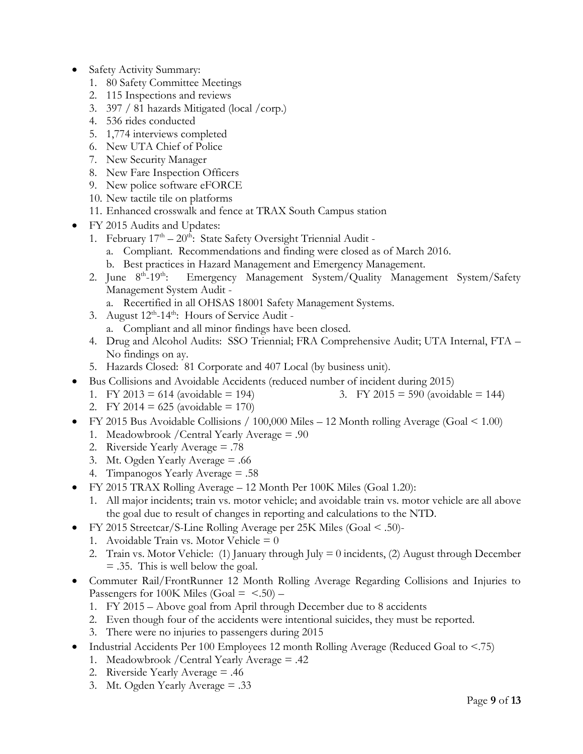- Safety Activity Summary:
  1. 80 Safety Committee Meetings
  2. 115 Inspections and reviews
  3. 397 / 81 hazards Mitigated (local /corp.)
  4. 536 rides conducted
  5. 1,774 interviews completed
  6. New UTA Chief of Police
  7. New Security Manager
  8. New Fare Inspection Officers
  9. New police software eFORCE
  10. New tactile tile on platforms
  11. Enhanced crosswalk and fence at TRAX South Campus station
- FY 2015 Audits and Updates:
  1. February 17th – 20th: State Safety Oversight Triennial Audit -
     a. Compliant. Recommendations and finding were closed as of March 2016.
     b. Best practices in Hazard Management and Emergency Management.
  2. June 8th-19th: Emergency Management System/Quality Management System/Safety Management System Audit -
     a. Recertified in all OHSAS 18001 Safety Management Systems.
  3. August 12th-14th: Hours of Service Audit -
     a. Compliant and all minor findings have been closed.
  4. Drug and Alcohol Audits: SSO Triennial; FRA Comprehensive Audit; UTA Internal, FTA – No findings on ay.
  5. Hazards Closed: 81 Corporate and 407 Local (by business unit).
- Bus Collisions and Avoidable Accidents (reduced number of incident during 2015)
  1. FY 2013 = 614 (avoidable = 194)
  2. FY 2014 = 625 (avoidable = 170)
  3. FY 2015 = 590 (avoidable = 144)
- FY 2015 Bus Avoidable Collisions / 100,000 Miles – 12 Month rolling Average (Goal < 1.00)
  1. Meadowbrook /Central Yearly Average = .90
  2. Riverside Yearly Average = .78
  3. Mt. Ogden Yearly Average = .66
  4. Timpanogos Yearly Average = .58
- FY 2015 TRAX Rolling Average – 12 Month Per 100K Miles (Goal 1.20):
  1. All major incidents; train vs. motor vehicle; and avoidable train vs. motor vehicle are all above the goal due to result of changes in reporting and calculations to the NTD.
- FY 2015 Streetcar/S-Line Rolling Average per 25K Miles (Goal < .50)-
  1. Avoidable Train vs. Motor Vehicle = 0
  2. Train vs. Motor Vehicle: (1) January through July = 0 incidents, (2) August through December = .35. This is well below the goal.
- Commuter Rail/FrontRunner 12 Month Rolling Average Regarding Collisions and Injuries to Passengers for 100K Miles (Goal = <.50) –
  1. FY 2015 – Above goal from April through December due to 8 accidents
  2. Even though four of the accidents were intentional suicides, they must be reported.
  3. There were no injuries to passengers during 2015
- Industrial Accidents Per 100 Employees 12 month Rolling Average (Reduced Goal to <.75)
  1. Meadowbrook /Central Yearly Average = .42
  2. Riverside Yearly Average = .46
  3. Mt. Ogden Yearly Average = .33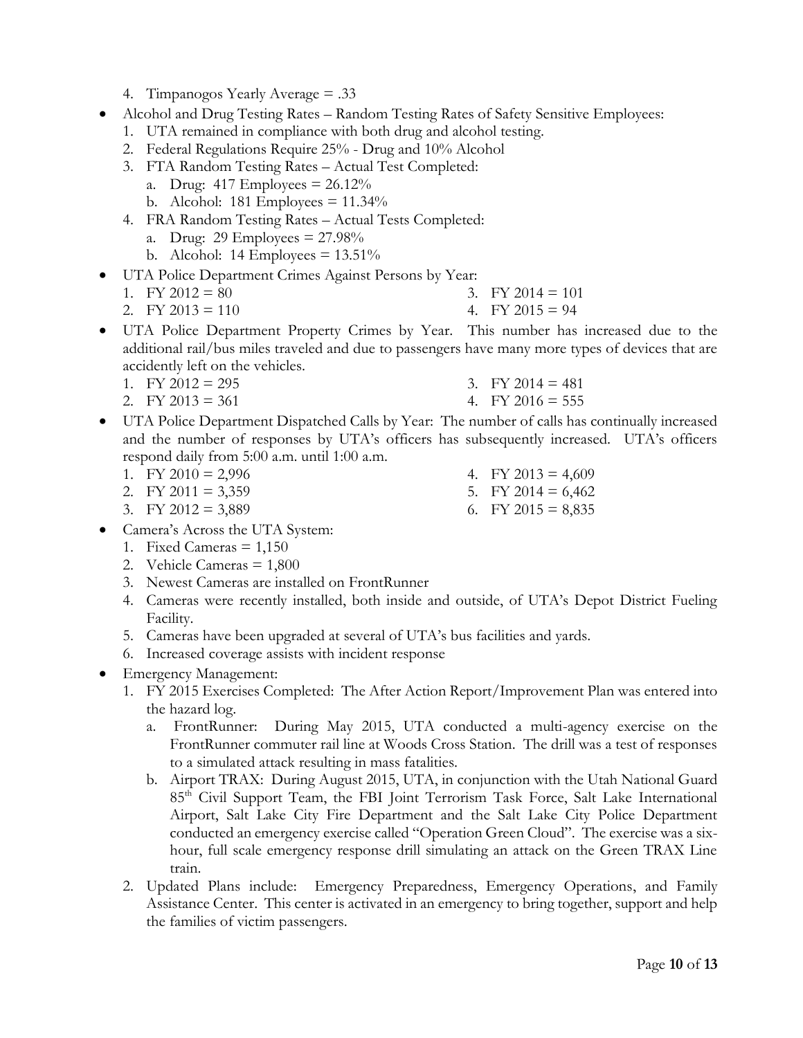4. Timpanogos Yearly Average = .33

- Alcohol and Drug Testing Rates – Random Testing Rates of Safety Sensitive Employees:
  1. UTA remained in compliance with both drug and alcohol testing.
  2. Federal Regulations Require 25% - Drug and 10% Alcohol
  3. FTA Random Testing Rates – Actual Test Completed:
     a. Drug: 417 Employees = 26.12%
     b. Alcohol: 181 Employees = 11.34%
  4. FRA Random Testing Rates – Actual Tests Completed:
     a. Drug: 29 Employees = 27.98%
     b. Alcohol: 14 Employees = 13.51%
- UTA Police Department Crimes Against Persons by Year:
  1. FY 2012 = 80
  2. FY 2013 = 110
  3. FY 2014 = 101
  4. FY 2015 = 94
- UTA Police Department Property Crimes by Year. This number has increased due to the additional rail/bus miles traveled and due to passengers have many more types of devices that are accidently left on the vehicles.
  1. FY 2012 = 295
  2. FY 2013 = 361
  3. FY 2014 = 481
  4. FY 2016 = 555
- UTA Police Department Dispatched Calls by Year: The number of calls has continually increased and the number of responses by UTA's officers has subsequently increased. UTA's officers respond daily from 5:00 a.m. until 1:00 a.m.
  1. FY 2010 = 2,996
  2. FY 2011 = 3,359
  3. FY 2012 = 3,889
  4. FY 2013 = 4,609
  5. FY 2014 = 6,462
  6. FY 2015 = 8,835
- Camera's Across the UTA System:
  1. Fixed Cameras = 1,150
  2. Vehicle Cameras = 1,800
  3. Newest Cameras are installed on FrontRunner
  4. Cameras were recently installed, both inside and outside, of UTA's Depot District Fueling Facility.
  5. Cameras have been upgraded at several of UTA's bus facilities and yards.
  6. Increased coverage assists with incident response
- Emergency Management:
  1. FY 2015 Exercises Completed: The After Action Report/Improvement Plan was entered into the hazard log.
     a. FrontRunner: During May 2015, UTA conducted a multi-agency exercise on the FrontRunner commuter rail line at Woods Cross Station. The drill was a test of responses to a simulated attack resulting in mass fatalities.
     b. Airport TRAX: During August 2015, UTA, in conjunction with the Utah National Guard 85th Civil Support Team, the FBI Joint Terrorism Task Force, Salt Lake International Airport, Salt Lake City Fire Department and the Salt Lake City Police Department conducted an emergency exercise called "Operation Green Cloud". The exercise was a six-hour, full scale emergency response drill simulating an attack on the Green TRAX Line train.
  2. Updated Plans include: Emergency Preparedness, Emergency Operations, and Family Assistance Center. This center is activated in an emergency to bring together, support and help the families of victim passengers.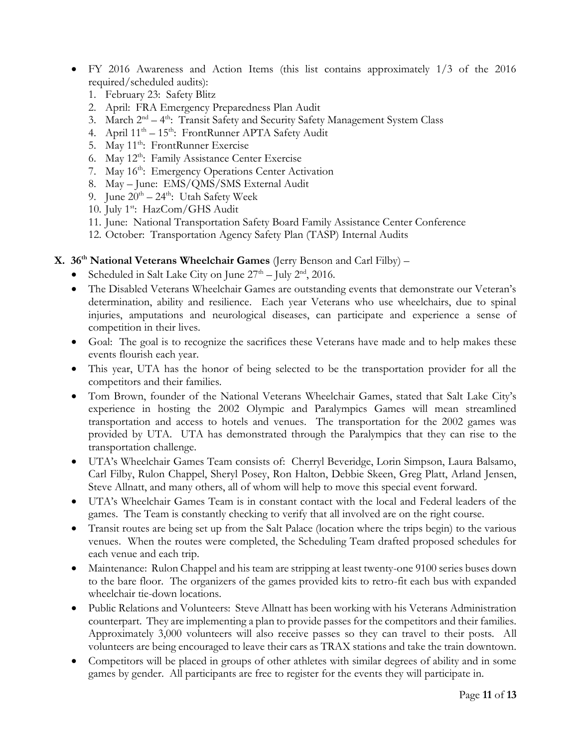- FY 2016 Awareness and Action Items (this list contains approximately 1/3 of the 2016 required/scheduled audits):
  1. February 23: Safety Blitz
  2. April: FRA Emergency Preparedness Plan Audit
  3. March 2nd – 4th: Transit Safety and Security Safety Management System Class
  4. April 11th – 15th: FrontRunner APTA Safety Audit
  5. May 11th: FrontRunner Exercise
  6. May 12th: Family Assistance Center Exercise
  7. May 16th: Emergency Operations Center Activation
  8. May – June: EMS/QMS/SMS External Audit
  9. June 20th – 24th: Utah Safety Week
  10. July 1st: HazCom/GHS Audit
  11. June: National Transportation Safety Board Family Assistance Center Conference
  12. October: Transportation Agency Safety Plan (TASP) Internal Audits

**X. 36th National Veterans Wheelchair Games** (Jerry Benson and Carl Filby) –

- Scheduled in Salt Lake City on June 27th – July 2nd, 2016.
- The Disabled Veterans Wheelchair Games are outstanding events that demonstrate our Veteran's determination, ability and resilience. Each year Veterans who use wheelchairs, due to spinal injuries, amputations and neurological diseases, can participate and experience a sense of competition in their lives.
- Goal: The goal is to recognize the sacrifices these Veterans have made and to help makes these events flourish each year.
- This year, UTA has the honor of being selected to be the transportation provider for all the competitors and their families.
- Tom Brown, founder of the National Veterans Wheelchair Games, stated that Salt Lake City's experience in hosting the 2002 Olympic and Paralympics Games will mean streamlined transportation and access to hotels and venues. The transportation for the 2002 games was provided by UTA. UTA has demonstrated through the Paralympics that they can rise to the transportation challenge.
- UTA's Wheelchair Games Team consists of: Cherryl Beveridge, Lorin Simpson, Laura Balsamo, Carl Filby, Rulon Chappel, Sheryl Posey, Ron Halton, Debbie Skeen, Greg Platt, Arland Jensen, Steve Allnatt, and many others, all of whom will help to move this special event forward.
- UTA's Wheelchair Games Team is in constant contact with the local and Federal leaders of the games. The Team is constantly checking to verify that all involved are on the right course.
- Transit routes are being set up from the Salt Palace (location where the trips begin) to the various venues. When the routes were completed, the Scheduling Team drafted proposed schedules for each venue and each trip.
- Maintenance: Rulon Chappel and his team are stripping at least twenty-one 9100 series buses down to the bare floor. The organizers of the games provided kits to retro-fit each bus with expanded wheelchair tie-down locations.
- Public Relations and Volunteers: Steve Allnatt has been working with his Veterans Administration counterpart. They are implementing a plan to provide passes for the competitors and their families. Approximately 3,000 volunteers will also receive passes so they can travel to their posts. All volunteers are being encouraged to leave their cars as TRAX stations and take the train downtown.
- Competitors will be placed in groups of other athletes with similar degrees of ability and in some games by gender. All participants are free to register for the events they will participate in.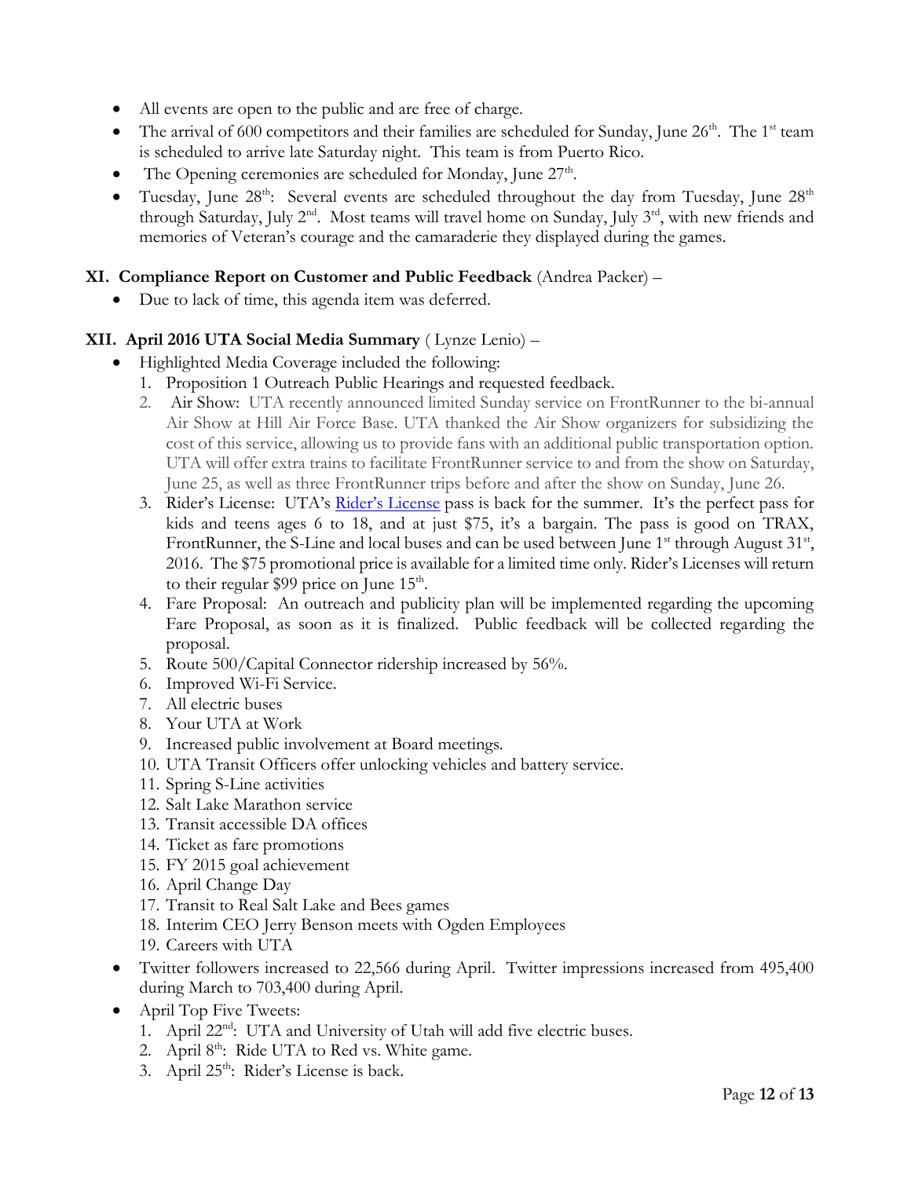- All events are open to the public and are free of charge.
- The arrival of 600 competitors and their families are scheduled for Sunday, June 26th. The 1st team is scheduled to arrive late Saturday night. This team is from Puerto Rico.
- The Opening ceremonies are scheduled for Monday, June 27th.
- Tuesday, June 28th: Several events are scheduled throughout the day from Tuesday, June 28th through Saturday, July 2nd. Most teams will travel home on Sunday, July 3rd, with new friends and memories of Veteran's courage and the camaraderie they displayed during the games.

**XI. Compliance Report on Customer and Public Feedback** (Andrea Packer) –

- Due to lack of time, this agenda item was deferred.

**XII. April 2016 UTA Social Media Summary** ( Lynze Lenio) –

- Highlighted Media Coverage included the following:
  1. Proposition 1 Outreach Public Hearings and requested feedback.
  2. Air Show: UTA recently announced limited Sunday service on FrontRunner to the bi-annual Air Show at Hill Air Force Base. UTA thanked the Air Show organizers for subsidizing the cost of this service, allowing us to provide fans with an additional public transportation option. UTA will offer extra trains to facilitate FrontRunner service to and from the show on Saturday, June 25, as well as three FrontRunner trips before and after the show on Sunday, June 26.
  3. Rider's License: UTA's Rider's License pass is back for the summer. It's the perfect pass for kids and teens ages 6 to 18, and at just $75, it's a bargain. The pass is good on TRAX, FrontRunner, the S-Line and local buses and can be used between June 1st through August 31st, 2016. The $75 promotional price is available for a limited time only. Rider's Licenses will return to their regular $99 price on June 15th.
  4. Fare Proposal: An outreach and publicity plan will be implemented regarding the upcoming Fare Proposal, as soon as it is finalized. Public feedback will be collected regarding the proposal.
  5. Route 500/Capital Connector ridership increased by 56%.
  6. Improved Wi-Fi Service.
  7. All electric buses
  8. Your UTA at Work
  9. Increased public involvement at Board meetings.
  10. UTA Transit Officers offer unlocking vehicles and battery service.
  11. Spring S-Line activities
  12. Salt Lake Marathon service
  13. Transit accessible DA offices
  14. Ticket as fare promotions
  15. FY 2015 goal achievement
  16. April Change Day
  17. Transit to Real Salt Lake and Bees games
  18. Interim CEO Jerry Benson meets with Ogden Employees
  19. Careers with UTA
- Twitter followers increased to 22,566 during April. Twitter impressions increased from 495,400 during March to 703,400 during April.
- April Top Five Tweets:
  1. April 22nd: UTA and University of Utah will add five electric buses.
  2. April 8th: Ride UTA to Red vs. White game.
  3. April 25th: Rider's License is back.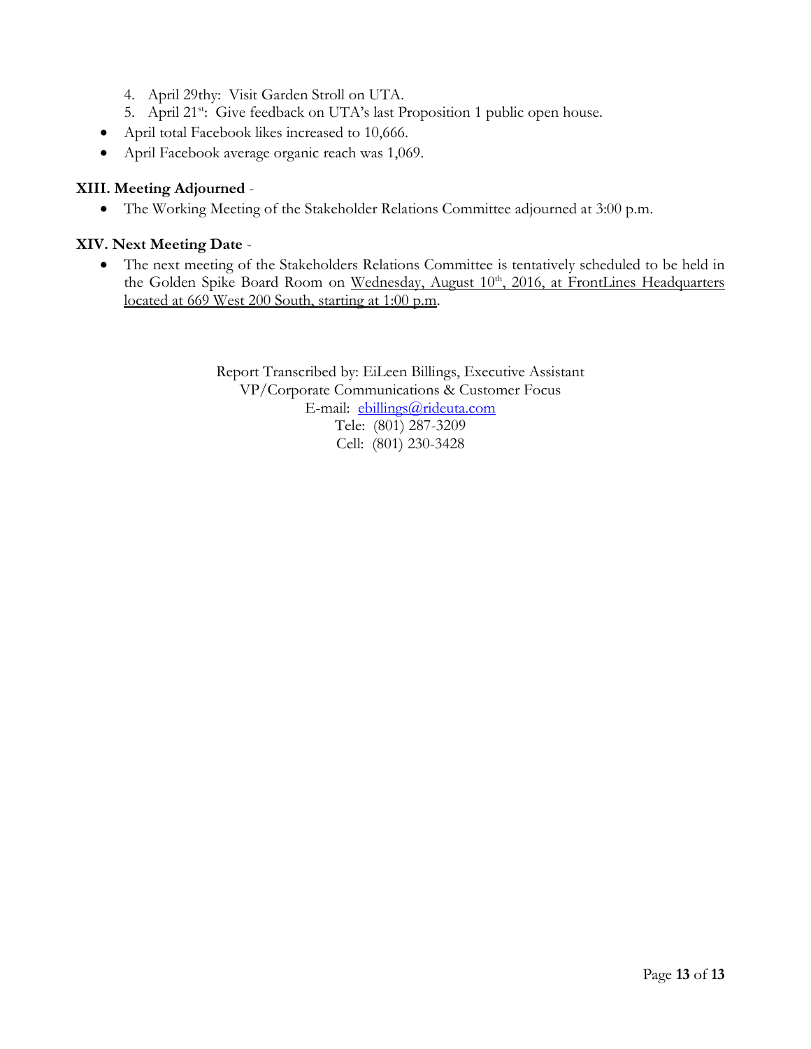4. April 29thy: Visit Garden Stroll on UTA.
5. April 21st: Give feedback on UTA's last Proposition 1 public open house.

- April total Facebook likes increased to 10,666.
- April Facebook average organic reach was 1,069.

**XIII. Meeting Adjourned** -

- The Working Meeting of the Stakeholder Relations Committee adjourned at 3:00 p.m.

**XIV. Next Meeting Date** -

- The next meeting of the Stakeholders Relations Committee is tentatively scheduled to be held in the Golden Spike Board Room on Wednesday, August 10th, 2016, at FrontLines Headquarters located at 669 West 200 South, starting at 1:00 p.m.

Report Transcribed by: EiLeen Billings, Executive Assistant
VP/Corporate Communications & Customer Focus
E-mail: ebillings@rideuta.com
Tele: (801) 287-3209
Cell: (801) 230-3428